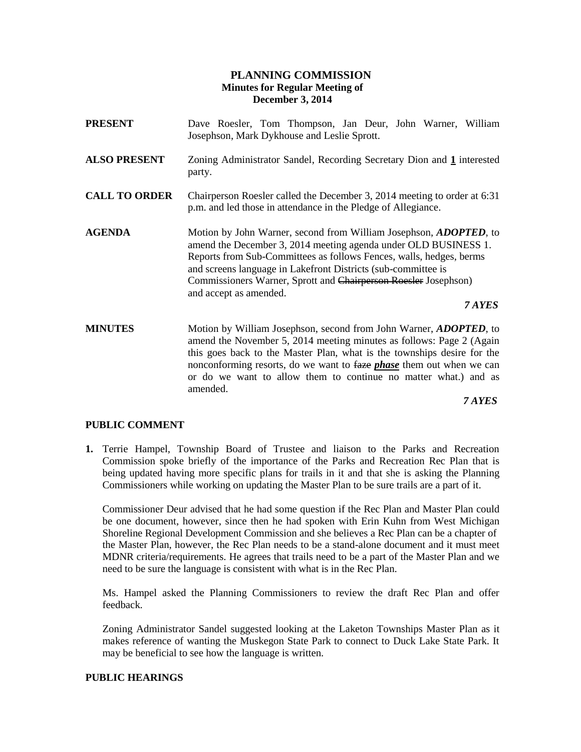**PLANNING COMMISSION**
**Minutes for Regular Meeting of**
**December 3, 2014**

**PRESENT** Dave Roesler, Tom Thompson, Jan Deur, John Warner, William Josephson, Mark Dykhouse and Leslie Sprott.

**ALSO PRESENT** Zoning Administrator Sandel, Recording Secretary Dion and **1** interested party.

**CALL TO ORDER** Chairperson Roesler called the December 3, 2014 meeting to order at 6:31 p.m. and led those in attendance in the Pledge of Allegiance.

**AGENDA** Motion by John Warner, second from William Josephson, ***ADOPTED***, to amend the December 3, 2014 meeting agenda under OLD BUSINESS 1. Reports from Sub-Committees as follows Fences, walls, hedges, berms and screens language in Lakefront Districts (sub-committee is Commissioners Warner, Sprott and ~~Chairperson Roesler~~ Josephson) and accept as amended.

***7 AYES***

**MINUTES** Motion by William Josephson, second from John Warner, ***ADOPTED***, to amend the November 5, 2014 meeting minutes as follows: Page 2 (Again this goes back to the Master Plan, what is the townships desire for the nonconforming resorts, do we want to ~~faze~~ ***phase*** them out when we can or do we want to allow them to continue no matter what.) and as amended.

***7 AYES***

**PUBLIC COMMENT**

**1.** Terrie Hampel, Township Board of Trustee and liaison to the Parks and Recreation Commission spoke briefly of the importance of the Parks and Recreation Rec Plan that is being updated having more specific plans for trails in it and that she is asking the Planning Commissioners while working on updating the Master Plan to be sure trails are a part of it.

Commissioner Deur advised that he had some question if the Rec Plan and Master Plan could be one document, however, since then he had spoken with Erin Kuhn from West Michigan Shoreline Regional Development Commission and she believes a Rec Plan can be a chapter of the Master Plan, however, the Rec Plan needs to be a stand-alone document and it must meet MDNR criteria/requirements. He agrees that trails need to be a part of the Master Plan and we need to be sure the language is consistent with what is in the Rec Plan.

Ms. Hampel asked the Planning Commissioners to review the draft Rec Plan and offer feedback.

Zoning Administrator Sandel suggested looking at the Laketon Townships Master Plan as it makes reference of wanting the Muskegon State Park to connect to Duck Lake State Park. It may be beneficial to see how the language is written.

**PUBLIC HEARINGS**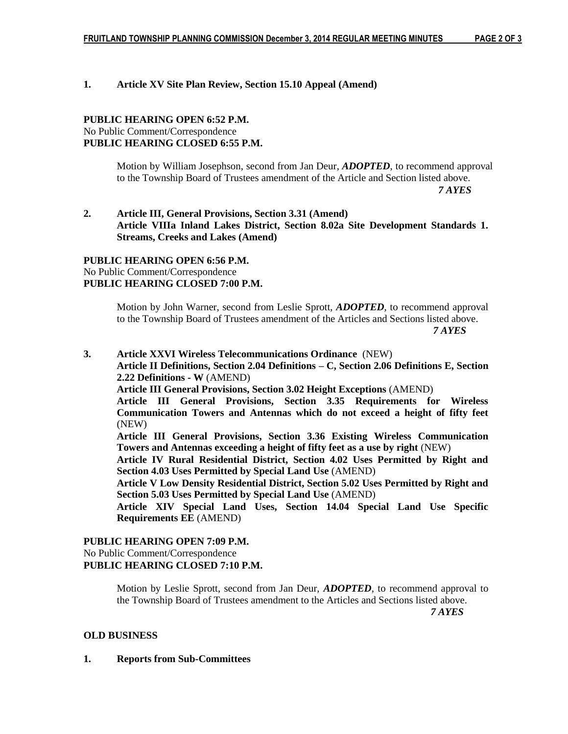**1. Article XV Site Plan Review, Section 15.10 Appeal (Amend)**

**PUBLIC HEARING OPEN 6:52 P.M.**
No Public Comment/Correspondence
**PUBLIC HEARING CLOSED 6:55 P.M.**

Motion by William Josephson, second from Jan Deur, ***ADOPTED***, to recommend approval to the Township Board of Trustees amendment of the Article and Section listed above.
***7 AYES***

**2. Article III, General Provisions, Section 3.31 (Amend)**
**Article VIIIa Inland Lakes District, Section 8.02a Site Development Standards 1. Streams, Creeks and Lakes (Amend)**

**PUBLIC HEARING OPEN 6:56 P.M.**
No Public Comment/Correspondence
**PUBLIC HEARING CLOSED 7:00 P.M.**

Motion by John Warner, second from Leslie Sprott, ***ADOPTED***, to recommend approval to the Township Board of Trustees amendment of the Articles and Sections listed above.
***7 AYES***

**3. Article XXVI Wireless Telecommunications Ordinance** (NEW)
**Article II Definitions, Section 2.04 Definitions – C, Section 2.06 Definitions E, Section 2.22 Definitions - W** (AMEND)
**Article III General Provisions, Section 3.02 Height Exceptions** (AMEND)
**Article III General Provisions, Section 3.35 Requirements for Wireless Communication Towers and Antennas which do not exceed a height of fifty feet** (NEW)
**Article III General Provisions, Section 3.36 Existing Wireless Communication Towers and Antennas exceeding a height of fifty feet as a use by right** (NEW)
**Article IV Rural Residential District, Section 4.02 Uses Permitted by Right and Section 4.03 Uses Permitted by Special Land Use** (AMEND)
**Article V Low Density Residential District, Section 5.02 Uses Permitted by Right and Section 5.03 Uses Permitted by Special Land Use** (AMEND)
**Article XIV Special Land Uses, Section 14.04 Special Land Use Specific Requirements EE** (AMEND)

**PUBLIC HEARING OPEN 7:09 P.M.**
No Public Comment/Correspondence
**PUBLIC HEARING CLOSED 7:10 P.M.**

Motion by Leslie Sprott, second from Jan Deur, ***ADOPTED***, to recommend approval to the Township Board of Trustees amendment to the Articles and Sections listed above.
***7 AYES***

**OLD BUSINESS**

**1. Reports from Sub-Committees**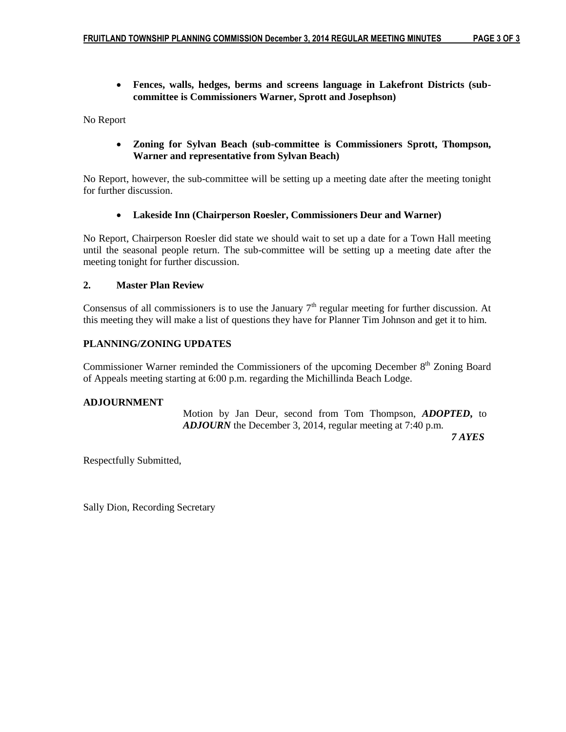- **Fences, walls, hedges, berms and screens language in Lakefront Districts (sub-committee is Commissioners Warner, Sprott and Josephson)**

No Report

- **Zoning for Sylvan Beach (sub-committee is Commissioners Sprott, Thompson, Warner and representative from Sylvan Beach)**

No Report, however, the sub-committee will be setting up a meeting date after the meeting tonight for further discussion.

- **Lakeside Inn (Chairperson Roesler, Commissioners Deur and Warner)**

No Report, Chairperson Roesler did state we should wait to set up a date for a Town Hall meeting until the seasonal people return. The sub-committee will be setting up a meeting date after the meeting tonight for further discussion.

**2. Master Plan Review**

Consensus of all commissioners is to use the January 7th regular meeting for further discussion. At this meeting they will make a list of questions they have for Planner Tim Johnson and get it to him.

**PLANNING/ZONING UPDATES**

Commissioner Warner reminded the Commissioners of the upcoming December 8th Zoning Board of Appeals meeting starting at 6:00 p.m. regarding the Michillinda Beach Lodge.

**ADJOURNMENT**

Motion by Jan Deur, second from Tom Thompson, ***ADOPTED***, to ***ADJOURN*** the December 3, 2014, regular meeting at 7:40 p.m.

***7 AYES***

Respectfully Submitted,

Sally Dion, Recording Secretary